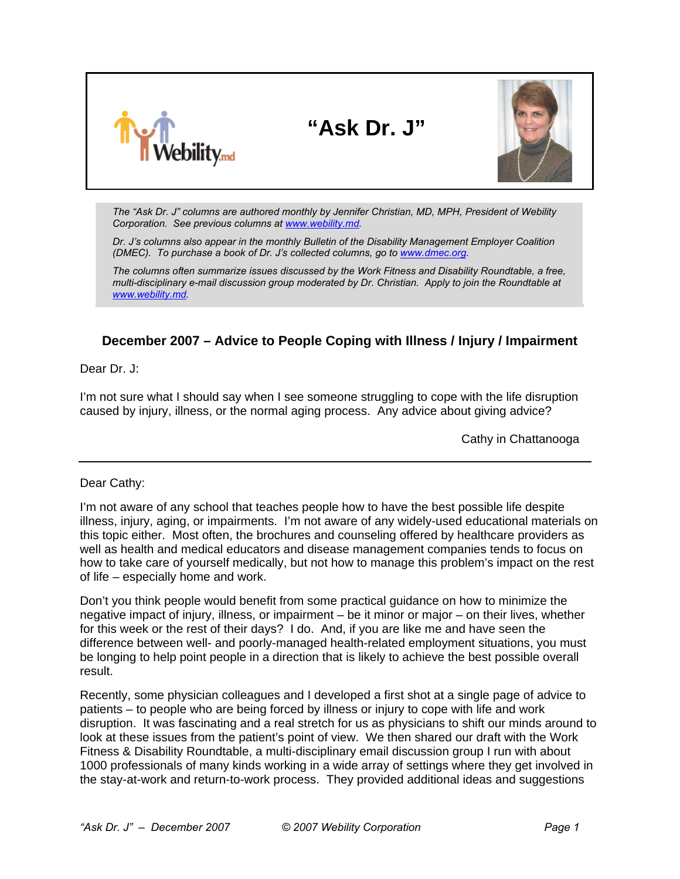# "Ask Dr. J"

*The "Ask Dr. J" columns are authored monthly by Jennifer Christian, MD, MPH, President of Webility Corporation. See previous columns at [www.webility.md](http://www.webility.md).*

*Dr. J's columns also appear in the monthly Bulletin of the Disability Management Employer Coalition (DMEC). To purchase a book of Dr. J's collected columns, go to [www.dmec.org](http://www.dmec.org).*

*The columns often summarize issues discussed by the Work Fitness and Disability Roundtable, a free, multi-disciplinary e-mail discussion group moderated by Dr. Christian. Apply to join the Roundtable at [www.webility.md](http://www.webility.md).*

## December 2007 – Advice to People Coping with Illness / Injury / Impairment

Dear Dr. J:

I'm not sure what I should say when I see someone struggling to cope with the life disruption caused by injury, illness, or the normal aging process. Any advice about giving advice?

Cathy in Chattanooga

---

Dear Cathy:

I'm not aware of any school that teaches people how to have the best possible life despite illness, injury, aging, or impairments. I'm not aware of any widely-used educational materials on this topic either. Most often, the brochures and counseling offered by healthcare providers as well as health and medical educators and disease management companies tends to focus on how to take care of yourself medically, but not how to manage this problem's impact on the rest of life – especially home and work.

Don't you think people would benefit from some practical guidance on how to minimize the negative impact of injury, illness, or impairment – be it minor or major – on their lives, whether for this week or the rest of their days? I do. And, if you are like me and have seen the difference between well- and poorly-managed health-related employment situations, you must be longing to help point people in a direction that is likely to achieve the best possible overall result.

Recently, some physician colleagues and I developed a first shot at a single page of advice to patients – to people who are being forced by illness or injury to cope with life and work disruption. It was fascinating and a real stretch for us as physicians to shift our minds around to look at these issues from the patient's point of view. We then shared our draft with the Work Fitness & Disability Roundtable, a multi-disciplinary email discussion group I run with about 1000 professionals of many kinds working in a wide array of settings where they get involved in the stay-at-work and return-to-work process. They provided additional ideas and suggestions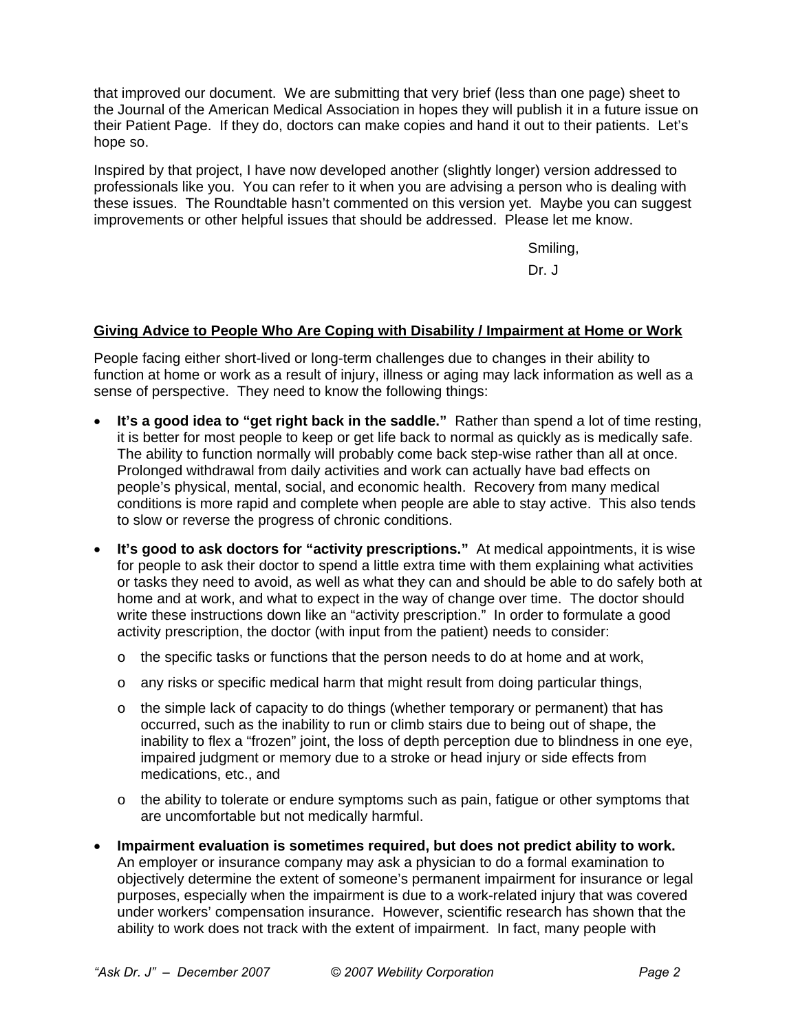that improved our document. We are submitting that very brief (less than one page) sheet to the Journal of the American Medical Association in hopes they will publish it in a future issue on their Patient Page. If they do, doctors can make copies and hand it out to their patients. Let's hope so.

Inspired by that project, I have now developed another (slightly longer) version addressed to professionals like you. You can refer to it when you are advising a person who is dealing with these issues. The Roundtable hasn't commented on this version yet. Maybe you can suggest improvements or other helpful issues that should be addressed. Please let me know.

Smiling,

Dr. J

## Giving Advice to People Who Are Coping with Disability / Impairment at Home or Work

People facing either short-lived or long-term challenges due to changes in their ability to function at home or work as a result of injury, illness or aging may lack information as well as a sense of perspective. They need to know the following things:

- **It's a good idea to "get right back in the saddle."** Rather than spend a lot of time resting, it is better for most people to keep or get life back to normal as quickly as is medically safe. The ability to function normally will probably come back step-wise rather than all at once. Prolonged withdrawal from daily activities and work can actually have bad effects on people's physical, mental, social, and economic health. Recovery from many medical conditions is more rapid and complete when people are able to stay active. This also tends to slow or reverse the progress of chronic conditions.
- **It's good to ask doctors for "activity prescriptions."** At medical appointments, it is wise for people to ask their doctor to spend a little extra time with them explaining what activities or tasks they need to avoid, as well as what they can and should be able to do safely both at home and at work, and what to expect in the way of change over time. The doctor should write these instructions down like an "activity prescription." In order to formulate a good activity prescription, the doctor (with input from the patient) needs to consider:
  - the specific tasks or functions that the person needs to do at home and at work,
  - any risks or specific medical harm that might result from doing particular things,
  - the simple lack of capacity to do things (whether temporary or permanent) that has occurred, such as the inability to run or climb stairs due to being out of shape, the inability to flex a "frozen" joint, the loss of depth perception due to blindness in one eye, impaired judgment or memory due to a stroke or head injury or side effects from medications, etc., and
  - the ability to tolerate or endure symptoms such as pain, fatigue or other symptoms that are uncomfortable but not medically harmful.
- **Impairment evaluation is sometimes required, but does not predict ability to work.** An employer or insurance company may ask a physician to do a formal examination to objectively determine the extent of someone's permanent impairment for insurance or legal purposes, especially when the impairment is due to a work-related injury that was covered under workers' compensation insurance. However, scientific research has shown that the ability to work does not track with the extent of impairment. In fact, many people with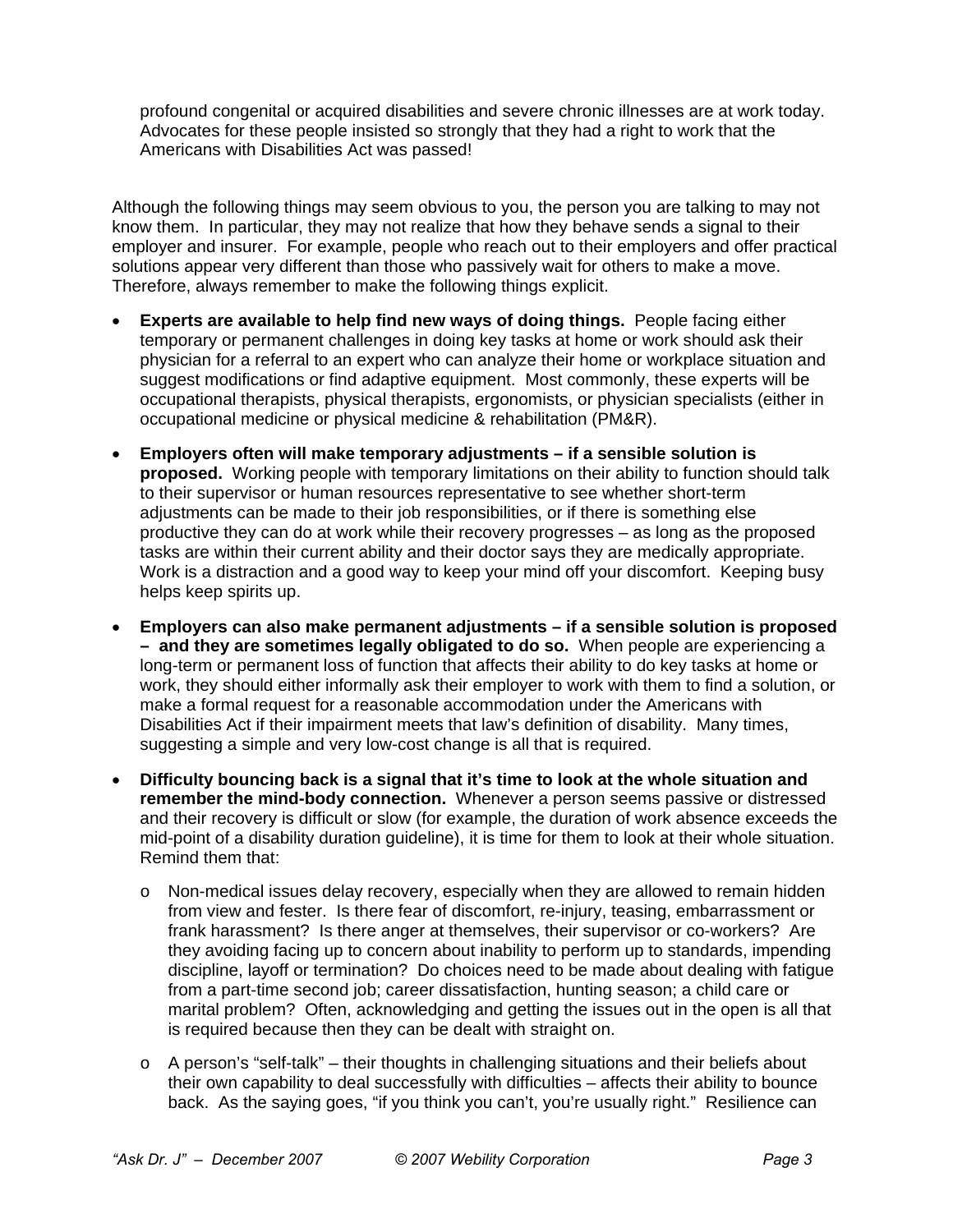profound congenital or acquired disabilities and severe chronic illnesses are at work today. Advocates for these people insisted so strongly that they had a right to work that the Americans with Disabilities Act was passed!

Although the following things may seem obvious to you, the person you are talking to may not know them. In particular, they may not realize that how they behave sends a signal to their employer and insurer. For example, people who reach out to their employers and offer practical solutions appear very different than those who passively wait for others to make a move. Therefore, always remember to make the following things explicit.

- **Experts are available to help find new ways of doing things.** People facing either temporary or permanent challenges in doing key tasks at home or work should ask their physician for a referral to an expert who can analyze their home or workplace situation and suggest modifications or find adaptive equipment. Most commonly, these experts will be occupational therapists, physical therapists, ergonomists, or physician specialists (either in occupational medicine or physical medicine & rehabilitation (PM&R).

- **Employers often will make temporary adjustments – if a sensible solution is proposed.** Working people with temporary limitations on their ability to function should talk to their supervisor or human resources representative to see whether short-term adjustments can be made to their job responsibilities, or if there is something else productive they can do at work while their recovery progresses – as long as the proposed tasks are within their current ability and their doctor says they are medically appropriate. Work is a distraction and a good way to keep your mind off your discomfort. Keeping busy helps keep spirits up.

- **Employers can also make permanent adjustments – if a sensible solution is proposed – and they are sometimes legally obligated to do so.** When people are experiencing a long-term or permanent loss of function that affects their ability to do key tasks at home or work, they should either informally ask their employer to work with them to find a solution, or make a formal request for a reasonable accommodation under the Americans with Disabilities Act if their impairment meets that law's definition of disability. Many times, suggesting a simple and very low-cost change is all that is required.

- **Difficulty bouncing back is a signal that it's time to look at the whole situation and remember the mind-body connection.** Whenever a person seems passive or distressed and their recovery is difficult or slow (for example, the duration of work absence exceeds the mid-point of a disability duration guideline), it is time for them to look at their whole situation. Remind them that:

  - Non-medical issues delay recovery, especially when they are allowed to remain hidden from view and fester. Is there fear of discomfort, re-injury, teasing, embarrassment or frank harassment? Is there anger at themselves, their supervisor or co-workers? Are they avoiding facing up to concern about inability to perform up to standards, impending discipline, layoff or termination? Do choices need to be made about dealing with fatigue from a part-time second job; career dissatisfaction, hunting season; a child care or marital problem? Often, acknowledging and getting the issues out in the open is all that is required because then they can be dealt with straight on.

  - A person's "self-talk" – their thoughts in challenging situations and their beliefs about their own capability to deal successfully with difficulties – affects their ability to bounce back. As the saying goes, "if you think you can't, you're usually right." Resilience can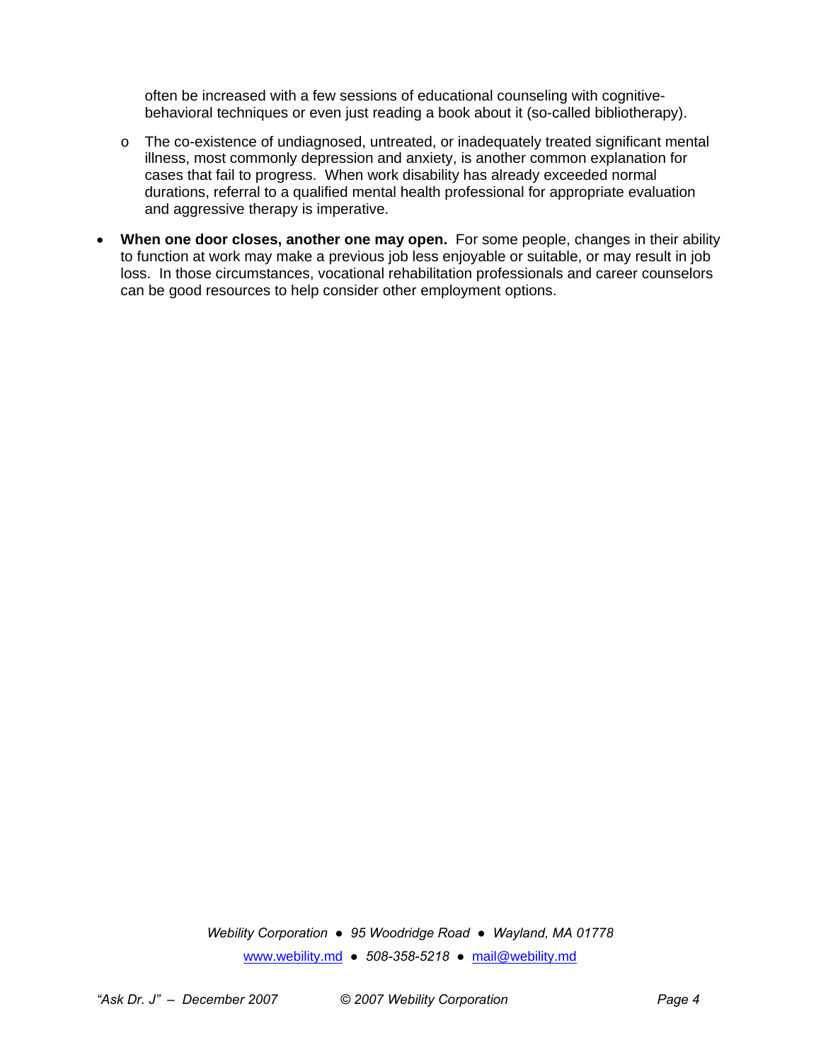often be increased with a few sessions of educational counseling with cognitive-behavioral techniques or even just reading a book about it (so-called bibliotherapy).

  - The co-existence of undiagnosed, untreated, or inadequately treated significant mental illness, most commonly depression and anxiety, is another common explanation for cases that fail to progress. When work disability has already exceeded normal durations, referral to a qualified mental health professional for appropriate evaluation and aggressive therapy is imperative.

- **When one door closes, another one may open.** For some people, changes in their ability to function at work may make a previous job less enjoyable or suitable, or may result in job loss. In those circumstances, vocational rehabilitation professionals and career counselors can be good resources to help consider other employment options.

*Webility Corporation ● 95 Woodridge Road ● Wayland, MA 01778*

www.webility.md ● *508-358-5218* ● mail@webility.md